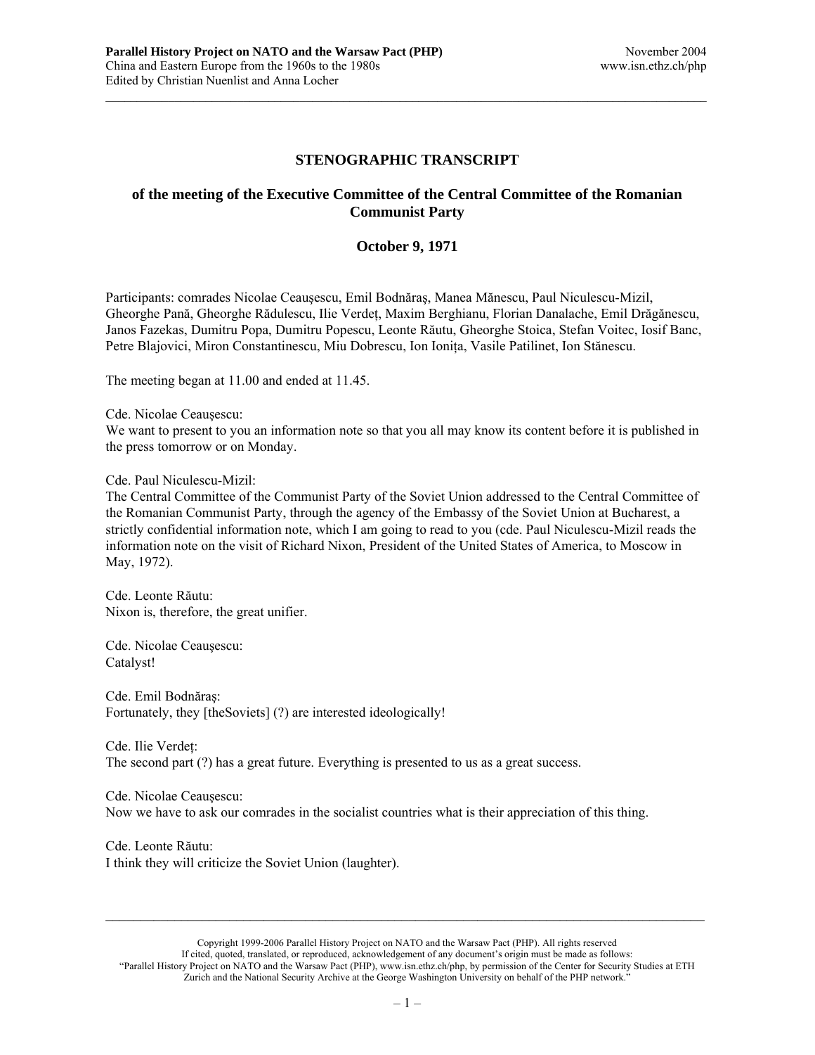## STENOGRAPHIC TRANSCRIPT

### of the meeting of the Executive Committee of the Central Committee of the Romanian Communist Party

### October 9, 1971

Participants: comrades Nicolae Ceauşescu, Emil Bodnăraş, Manea Mănescu, Paul Niculescu-Mizil, Gheorghe Pană, Gheorghe Rădulescu, Ilie Verdeț, Maxim Berghianu, Florian Danalache, Emil Drăgănescu, Janos Fazekas, Dumitru Popa, Dumitru Popescu, Leonte Răutu, Gheorghe Stoica, Stefan Voitec, Iosif Banc, Petre Blajovici, Miron Constantinescu, Miu Dobrescu, Ion Ionița, Vasile Patilinet, Ion Stănescu.

The meeting began at 11.00 and ended at 11.45.

Cde. Nicolae Ceauşescu:
We want to present to you an information note so that you all may know its content before it is published in the press tomorrow or on Monday.

Cde. Paul Niculescu-Mizil:
The Central Committee of the Communist Party of the Soviet Union addressed to the Central Committee of the Romanian Communist Party, through the agency of the Embassy of the Soviet Union at Bucharest, a strictly confidential information note, which I am going to read to you (cde. Paul Niculescu-Mizil reads the information note on the visit of Richard Nixon, President of the United States of America, to Moscow in May, 1972).

Cde. Leonte Răutu:
Nixon is, therefore, the great unifier.

Cde. Nicolae Ceauşescu:
Catalyst!

Cde. Emil Bodnăraş:
Fortunately, they [theSoviets] (?) are interested ideologically!

Cde. Ilie Verdeț:
The second part (?) has a great future. Everything is presented to us as a great success.

Cde. Nicolae Ceauşescu:
Now we have to ask our comrades in the socialist countries what is their appreciation of this thing.

Cde. Leonte Răutu:
I think they will criticize the Soviet Union (laughter).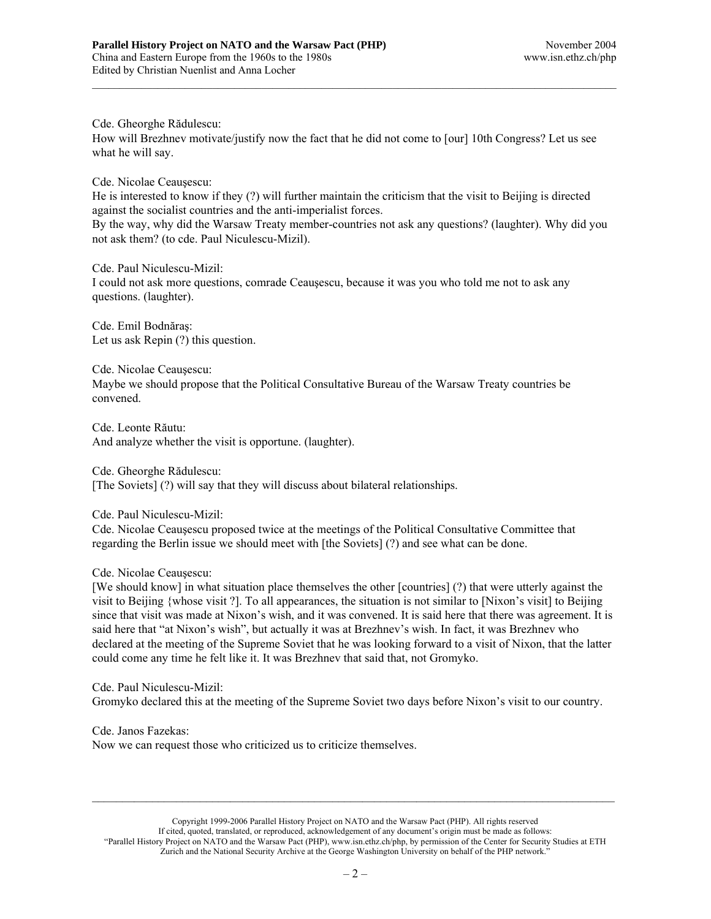Cde. Gheorghe Rădulescu:
How will Brezhnev motivate/justify now the fact that he did not come to [our] 10th Congress? Let us see what he will say.

Cde. Nicolae Ceauşescu:
He is interested to know if they (?) will further maintain the criticism that the visit to Beijing is directed against the socialist countries and the anti-imperialist forces.
By the way, why did the Warsaw Treaty member-countries not ask any questions? (laughter). Why did you not ask them? (to cde. Paul Niculescu-Mizil).

Cde. Paul Niculescu-Mizil:
I could not ask more questions, comrade Ceauşescu, because it was you who told me not to ask any questions. (laughter).

Cde. Emil Bodnăraş:
Let us ask Repin (?) this question.

Cde. Nicolae Ceauşescu:
Maybe we should propose that the Political Consultative Bureau of the Warsaw Treaty countries be convened.

Cde. Leonte Răutu:
And analyze whether the visit is opportune. (laughter).

Cde. Gheorghe Rădulescu:
[The Soviets] (?) will say that they will discuss about bilateral relationships.

Cde. Paul Niculescu-Mizil:
Cde. Nicolae Ceauşescu proposed twice at the meetings of the Political Consultative Committee that regarding the Berlin issue we should meet with [the Soviets] (?) and see what can be done.

Cde. Nicolae Ceauşescu:
[We should know] in what situation place themselves the other [countries] (?) that were utterly against the visit to Beijing {whose visit ?]. To all appearances, the situation is not similar to [Nixon's visit] to Beijing since that visit was made at Nixon's wish, and it was convened. It is said here that there was agreement. It is said here that "at Nixon's wish", but actually it was at Brezhnev's wish. In fact, it was Brezhnev who declared at the meeting of the Supreme Soviet that he was looking forward to a visit of Nixon, that the latter could come any time he felt like it. It was Brezhnev that said that, not Gromyko.

Cde. Paul Niculescu-Mizil:
Gromyko declared this at the meeting of the Supreme Soviet two days before Nixon's visit to our country.

Cde. Janos Fazekas:
Now we can request those who criticized us to criticize themselves.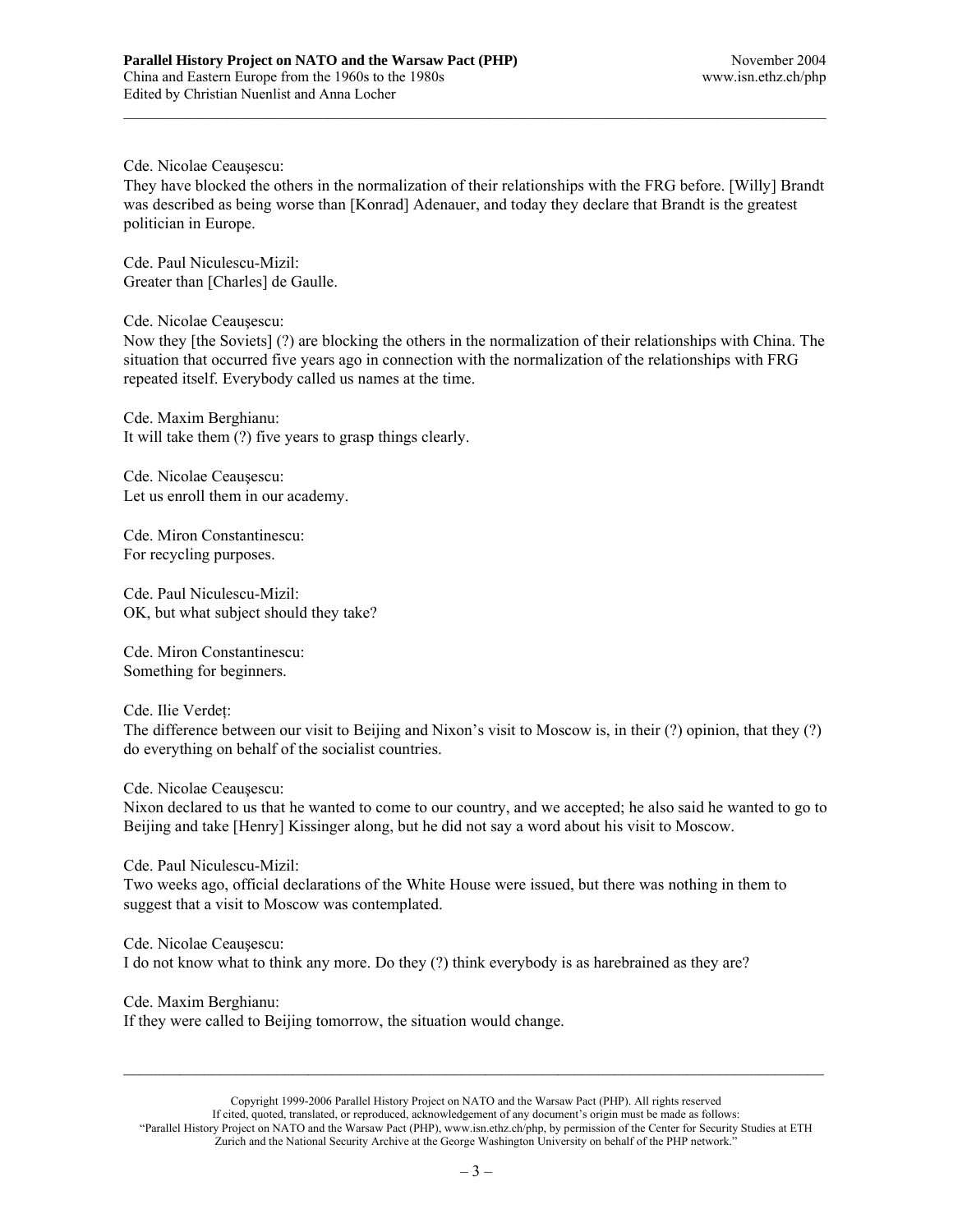Cde. Nicolae Ceauşescu:
They have blocked the others in the normalization of their relationships with the FRG before. [Willy] Brandt was described as being worse than [Konrad] Adenauer, and today they declare that Brandt is the greatest politician in Europe.

Cde. Paul Niculescu-Mizil:
Greater than [Charles] de Gaulle.

Cde. Nicolae Ceauşescu:
Now they [the Soviets] (?) are blocking the others in the normalization of their relationships with China. The situation that occurred five years ago in connection with the normalization of the relationships with FRG repeated itself. Everybody called us names at the time.

Cde. Maxim Berghianu:
It will take them (?) five years to grasp things clearly.

Cde. Nicolae Ceauşescu:
Let us enroll them in our academy.

Cde. Miron Constantinescu:
For recycling purposes.

Cde. Paul Niculescu-Mizil:
OK, but what subject should they take?

Cde. Miron Constantinescu:
Something for beginners.

Cde. Ilie Verdeț:
The difference between our visit to Beijing and Nixon's visit to Moscow is, in their (?) opinion, that they (?) do everything on behalf of the socialist countries.

Cde. Nicolae Ceauşescu:
Nixon declared to us that he wanted to come to our country, and we accepted; he also said he wanted to go to Beijing and take [Henry] Kissinger along, but he did not say a word about his visit to Moscow.

Cde. Paul Niculescu-Mizil:
Two weeks ago, official declarations of the White House were issued, but there was nothing in them to suggest that a visit to Moscow was contemplated.

Cde. Nicolae Ceauşescu:
I do not know what to think any more. Do they (?) think everybody is as harebrained as they are?

Cde. Maxim Berghianu:
If they were called to Beijing tomorrow, the situation would change.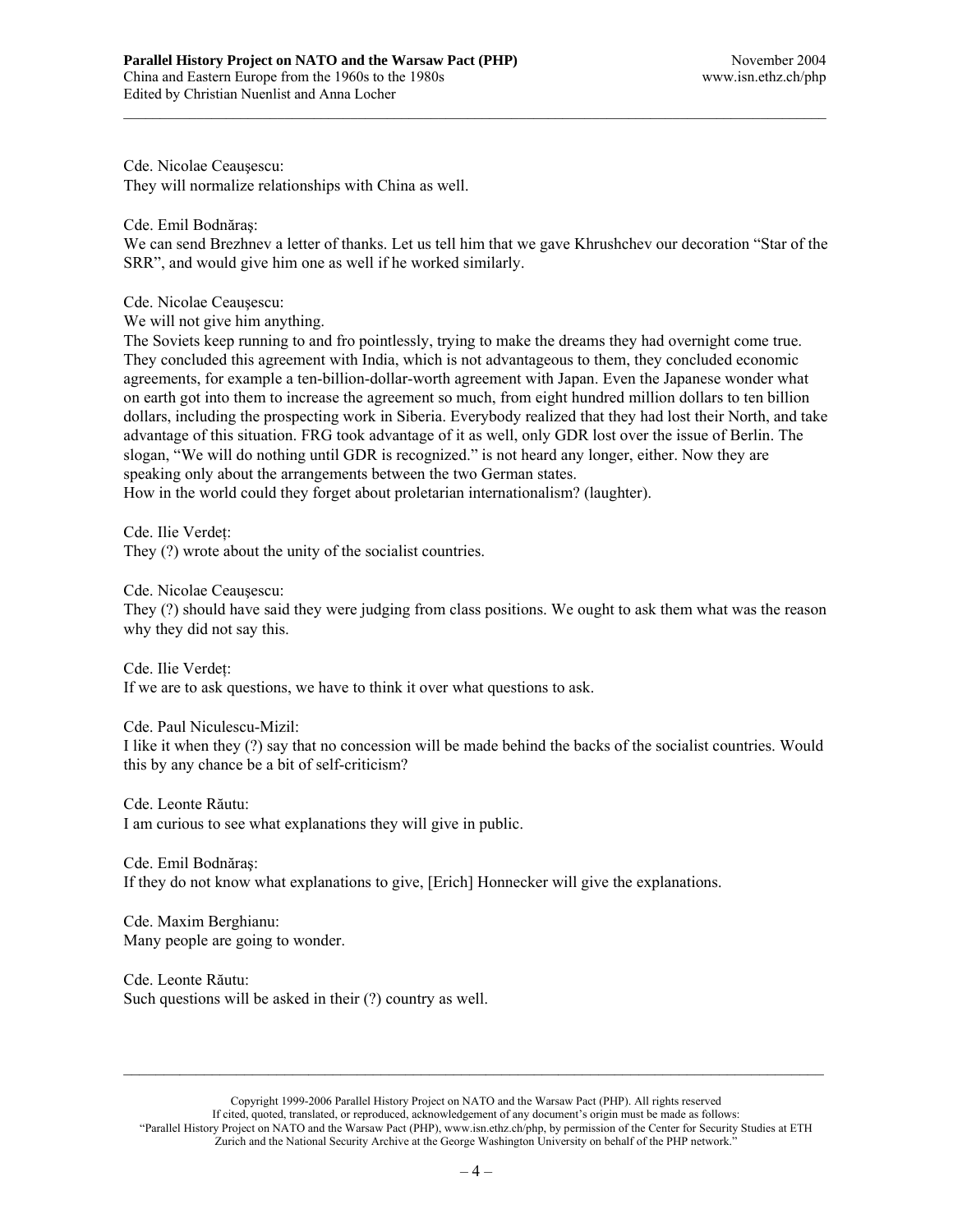Cde. Nicolae Ceaușescu:
They will normalize relationships with China as well.

Cde. Emil Bodnăraş:
We can send Brezhnev a letter of thanks. Let us tell him that we gave Khrushchev our decoration "Star of the SRR", and would give him one as well if he worked similarly.

Cde. Nicolae Ceaușescu:
We will not give him anything.
The Soviets keep running to and fro pointlessly, trying to make the dreams they had overnight come true. They concluded this agreement with India, which is not advantageous to them, they concluded economic agreements, for example a ten-billion-dollar-worth agreement with Japan. Even the Japanese wonder what on earth got into them to increase the agreement so much, from eight hundred million dollars to ten billion dollars, including the prospecting work in Siberia. Everybody realized that they had lost their North, and take advantage of this situation. FRG took advantage of it as well, only GDR lost over the issue of Berlin. The slogan, "We will do nothing until GDR is recognized." is not heard any longer, either. Now they are speaking only about the arrangements between the two German states.
How in the world could they forget about proletarian internationalism? (laughter).

Cde. Ilie Verdeț:
They (?) wrote about the unity of the socialist countries.

Cde. Nicolae Ceaușescu:
They (?) should have said they were judging from class positions. We ought to ask them what was the reason why they did not say this.

Cde. Ilie Verdeț:
If we are to ask questions, we have to think it over what questions to ask.

Cde. Paul Niculescu-Mizil:
I like it when they (?) say that no concession will be made behind the backs of the socialist countries. Would this by any chance be a bit of self-criticism?

Cde. Leonte Răutu:
I am curious to see what explanations they will give in public.

Cde. Emil Bodnăraş:
If they do not know what explanations to give, [Erich] Honnecker will give the explanations.

Cde. Maxim Berghianu:
Many people are going to wonder.

Cde. Leonte Răutu:
Such questions will be asked in their (?) country as well.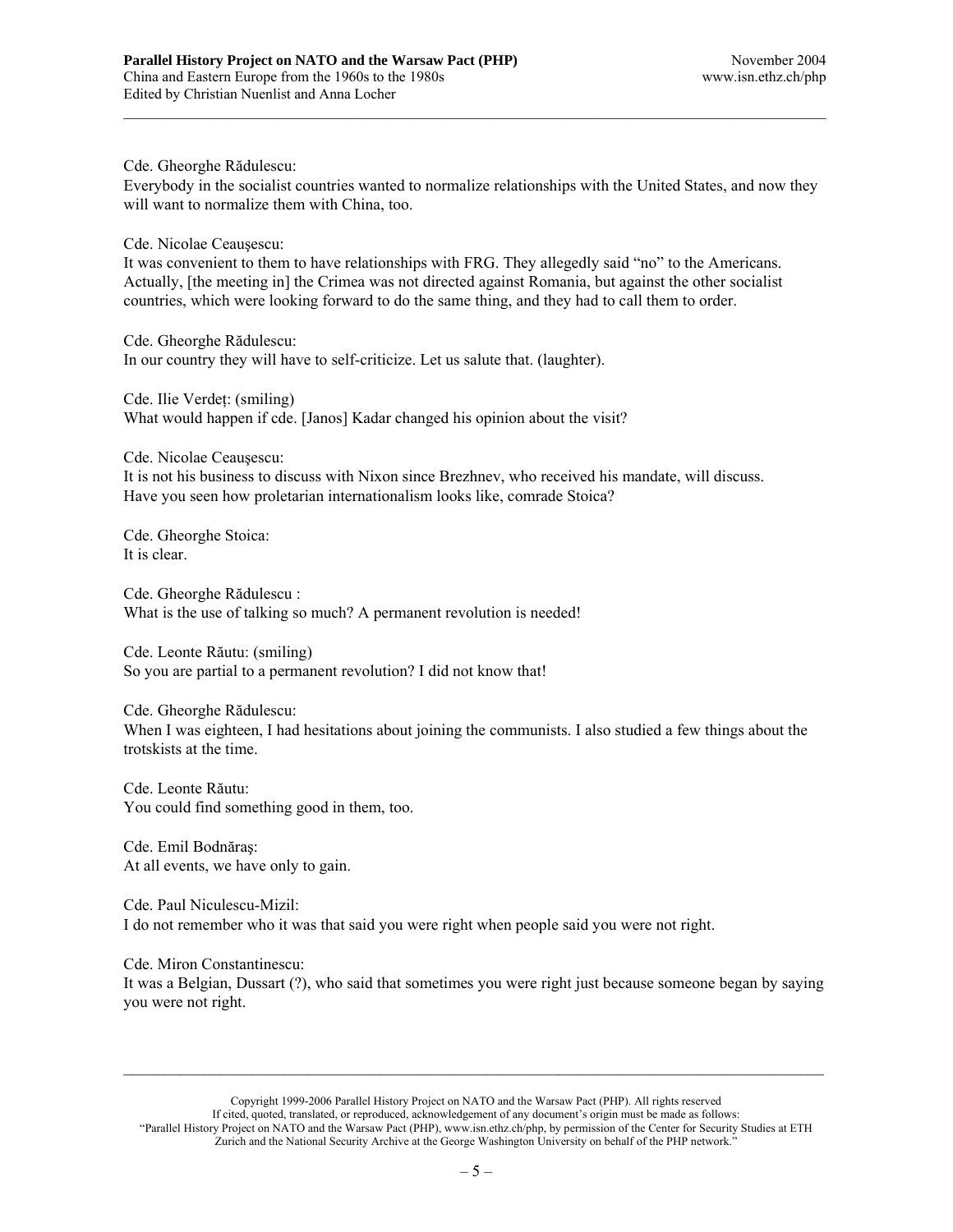Cde. Gheorghe Rădulescu:
Everybody in the socialist countries wanted to normalize relationships with the United States, and now they will want to normalize them with China, too.

Cde. Nicolae Ceauşescu:
It was convenient to them to have relationships with FRG. They allegedly said "no" to the Americans. Actually, [the meeting in] the Crimea was not directed against Romania, but against the other socialist countries, which were looking forward to do the same thing, and they had to call them to order.

Cde. Gheorghe Rădulescu:
In our country they will have to self-criticize. Let us salute that. (laughter).

Cde. Ilie Verdeț: (smiling)
What would happen if cde. [Janos] Kadar changed his opinion about the visit?

Cde. Nicolae Ceauşescu:
It is not his business to discuss with Nixon since Brezhnev, who received his mandate, will discuss. Have you seen how proletarian internationalism looks like, comrade Stoica?

Cde. Gheorghe Stoica:
It is clear.

Cde. Gheorghe Rădulescu :
What is the use of talking so much? A permanent revolution is needed!

Cde. Leonte Răutu: (smiling)
So you are partial to a permanent revolution? I did not know that!

Cde. Gheorghe Rădulescu:
When I was eighteen, I had hesitations about joining the communists. I also studied a few things about the trotskists at the time.

Cde. Leonte Răutu:
You could find something good in them, too.

Cde. Emil Bodnăraş:
At all events, we have only to gain.

Cde. Paul Niculescu-Mizil:
I do not remember who it was that said you were right when people said you were not right.

Cde. Miron Constantinescu:
It was a Belgian, Dussart (?), who said that sometimes you were right just because someone began by saying you were not right.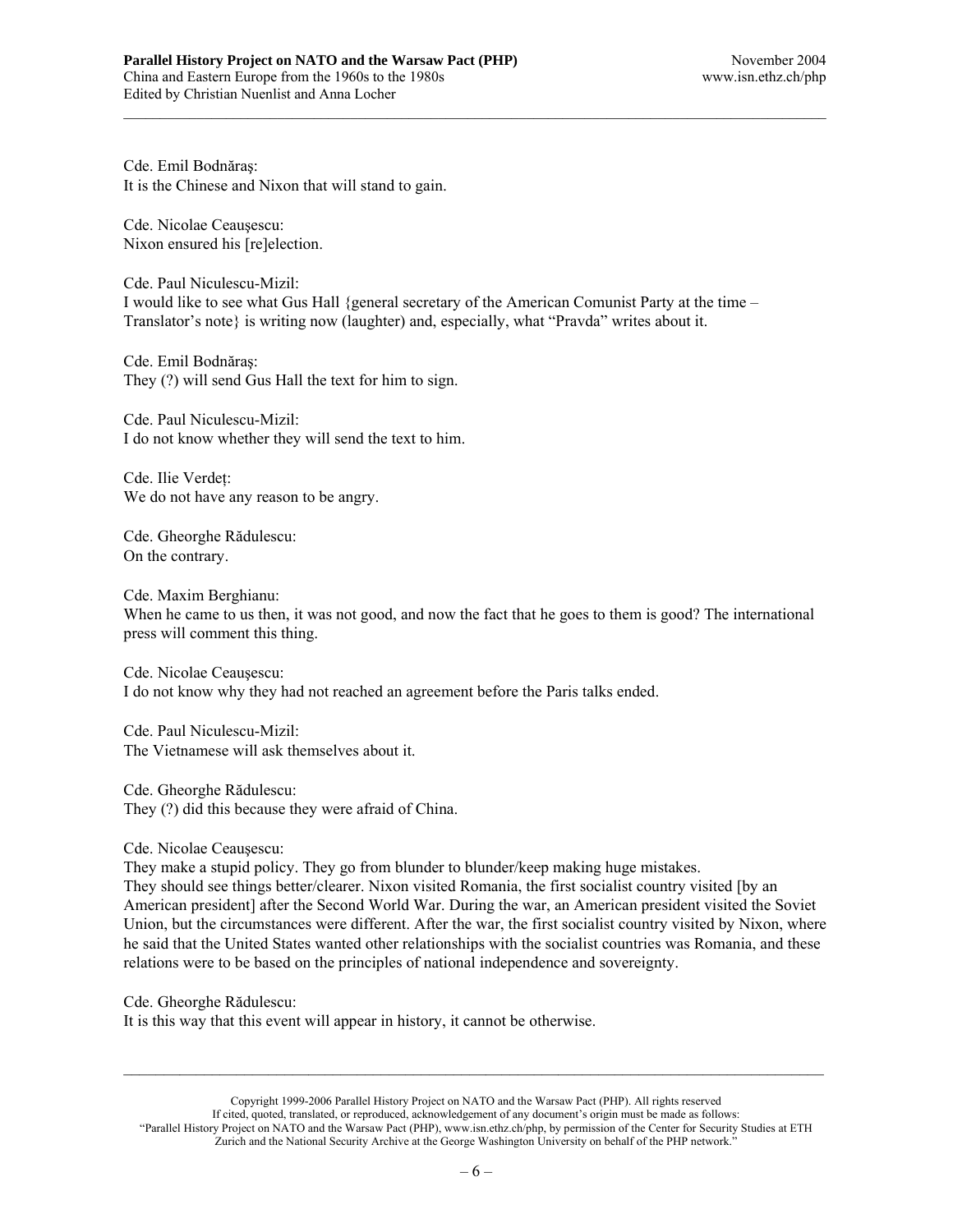Cde. Emil Bodnăraş:
It is the Chinese and Nixon that will stand to gain.

Cde. Nicolae Ceauşescu:
Nixon ensured his [re]election.

Cde. Paul Niculescu-Mizil:
I would like to see what Gus Hall {general secretary of the American Comunist Party at the time – Translator's note} is writing now (laughter) and, especially, what "Pravda" writes about it.

Cde. Emil Bodnăraş:
They (?) will send Gus Hall the text for him to sign.

Cde. Paul Niculescu-Mizil:
I do not know whether they will send the text to him.

Cde. Ilie Verdeț:
We do not have any reason to be angry.

Cde. Gheorghe Rădulescu:
On the contrary.

Cde. Maxim Berghianu:
When he came to us then, it was not good, and now the fact that he goes to them is good? The international press will comment this thing.

Cde. Nicolae Ceauşescu:
I do not know why they had not reached an agreement before the Paris talks ended.

Cde. Paul Niculescu-Mizil:
The Vietnamese will ask themselves about it.

Cde. Gheorghe Rădulescu:
They (?) did this because they were afraid of China.

Cde. Nicolae Ceauşescu:
They make a stupid policy. They go from blunder to blunder/keep making huge mistakes.
They should see things better/clearer. Nixon visited Romania, the first socialist country visited [by an American president] after the Second World War. During the war, an American president visited the Soviet Union, but the circumstances were different. After the war, the first socialist country visited by Nixon, where he said that the United States wanted other relationships with the socialist countries was Romania, and these relations were to be based on the principles of national independence and sovereignty.

Cde. Gheorghe Rădulescu:
It is this way that this event will appear in history, it cannot be otherwise.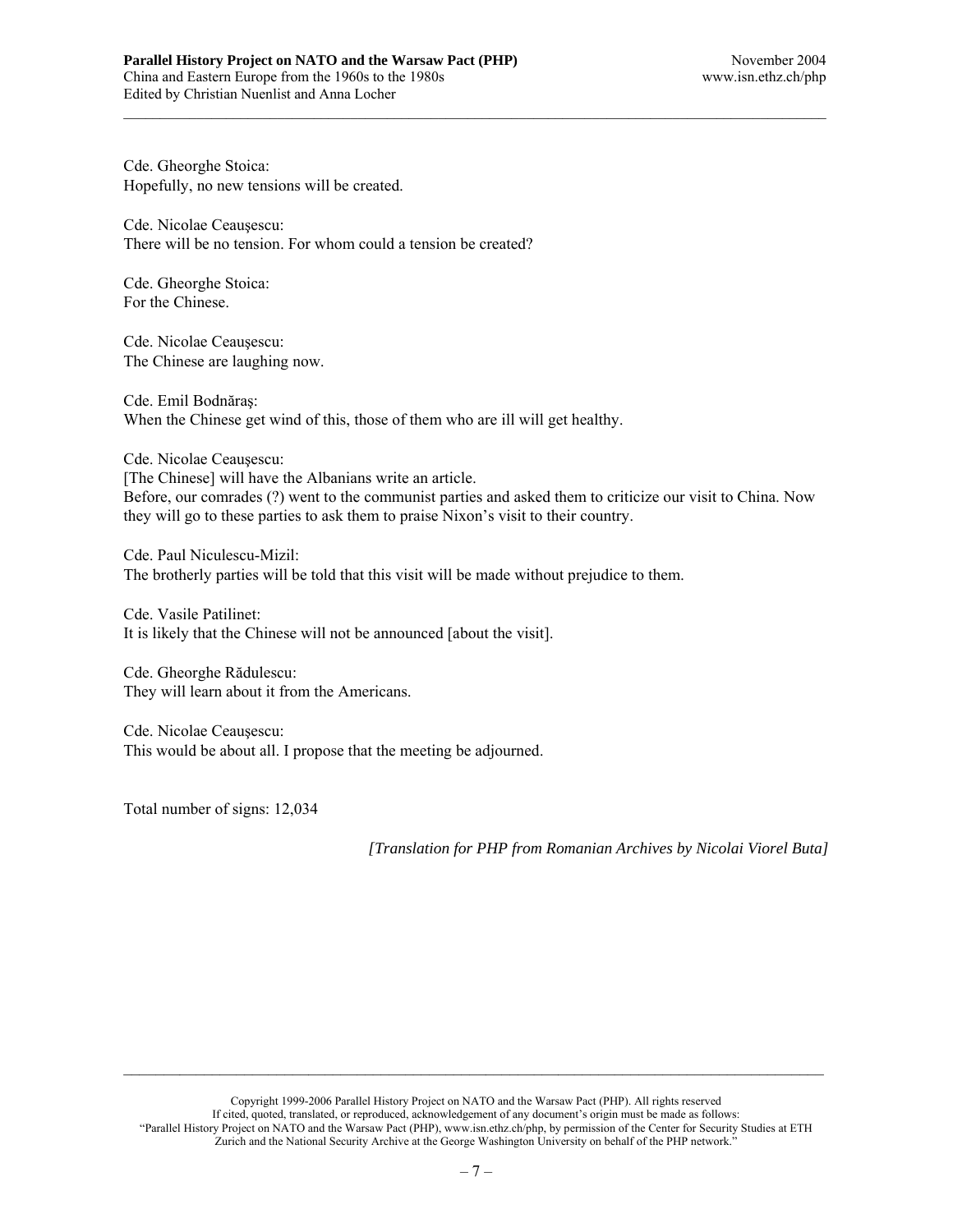Cde. Gheorghe Stoica:
Hopefully, no new tensions will be created.

Cde. Nicolae Ceauşescu:
There will be no tension. For whom could a tension be created?

Cde. Gheorghe Stoica:
For the Chinese.

Cde. Nicolae Ceauşescu:
The Chinese are laughing now.

Cde. Emil Bodnăraş:
When the Chinese get wind of this, those of them who are ill will get healthy.

Cde. Nicolae Ceauşescu:
[The Chinese] will have the Albanians write an article.
Before, our comrades (?) went to the communist parties and asked them to criticize our visit to China. Now they will go to these parties to ask them to praise Nixon's visit to their country.

Cde. Paul Niculescu-Mizil:
The brotherly parties will be told that this visit will be made without prejudice to them.

Cde. Vasile Patilinet:
It is likely that the Chinese will not be announced [about the visit].

Cde. Gheorghe Rădulescu:
They will learn about it from the Americans.

Cde. Nicolae Ceauşescu:
This would be about all. I propose that the meeting be adjourned.

Total number of signs: 12,034

*[Translation for PHP from Romanian Archives by Nicolai Viorel Buta]*